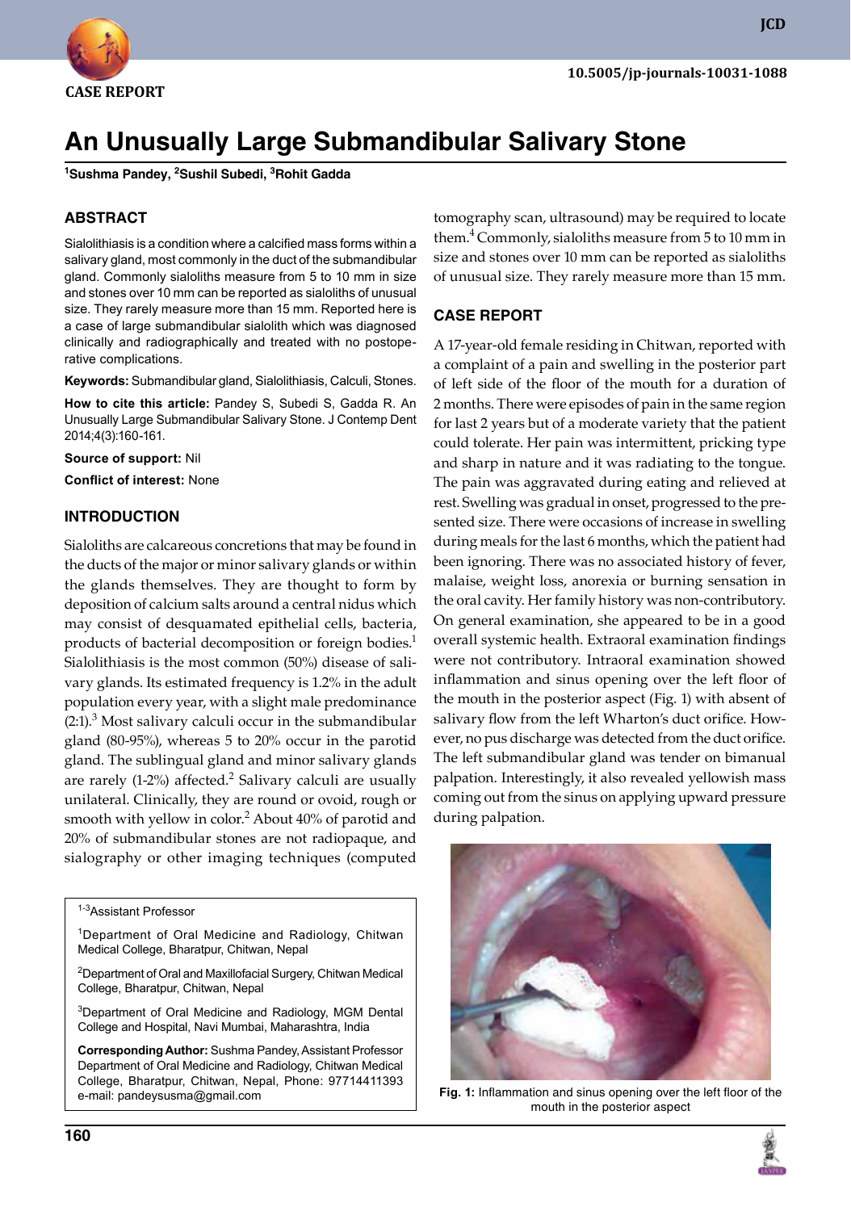**CASE REPORT**

# An Unusually Large Submandibular Salivary Stone

[1]Sushma Pandey, [2]Sushil Subedi, [3]Rohit Gadda

## ABSTRACT

Sialolithiasis is a condition where a calcified mass forms within a salivary gland, most commonly in the duct of the submandibular gland. Commonly sialoliths measure from 5 to 10 mm in size and stones over 10 mm can be reported as sialoliths of unusual size. They rarely measure more than 15 mm. Reported here is a case of large submandibular sialolith which was diagnosed clinically and radiographically and treated with no postoperative complications.

**Keywords:** Submandibular gland, Sialolithiasis, Calculi, Stones.

**How to cite this article:** Pandey S, Subedi S, Gadda R. An Unusually Large Submandibular Salivary Stone. J Contemp Dent 2014;4(3):160-161.

**Source of support:** Nil

**Conflict of interest:** None

## INTRODUCTION

Sialoliths are calcareous concretions that may be found in the ducts of the major or minor salivary glands or within the glands themselves. They are thought to form by deposition of calcium salts around a central nidus which may consist of desquamated epithelial cells, bacteria, products of bacterial decomposition or foreign bodies.[1] Sialolithiasis is the most common (50%) disease of salivary glands. Its estimated frequency is 1.2% in the adult population every year, with a slight male predominance (2:1).[3] Most salivary calculi occur in the submandibular gland (80-95%), whereas 5 to 20% occur in the parotid gland. The sublingual gland and minor salivary glands are rarely (1-2%) affected.[2] Salivary calculi are usually unilateral. Clinically, they are round or ovoid, rough or smooth with yellow in color.[2] About 40% of parotid and 20% of submandibular stones are not radiopaque, and sialography or other imaging techniques (computed tomography scan, ultrasound) may be required to locate them.[4] Commonly, sialoliths measure from 5 to 10 mm in size and stones over 10 mm can be reported as sialoliths of unusual size. They rarely measure more than 15 mm.

[1-3]Assistant Professor

[1]Department of Oral Medicine and Radiology, Chitwan Medical College, Bharatpur, Chitwan, Nepal

[2]Department of Oral and Maxillofacial Surgery, Chitwan Medical College, Bharatpur, Chitwan, Nepal

[3]Department of Oral Medicine and Radiology, MGM Dental College and Hospital, Navi Mumbai, Maharashtra, India

**Corresponding Author:** Sushma Pandey, Assistant Professor Department of Oral Medicine and Radiology, Chitwan Medical College, Bharatpur, Chitwan, Nepal, Phone: 97714411393 e-mail: pandeysusma@gmail.com

## CASE REPORT

A 17-year-old female residing in Chitwan, reported with a complaint of a pain and swelling in the posterior part of left side of the floor of the mouth for a duration of 2 months. There were episodes of pain in the same region for last 2 years but of a moderate variety that the patient could tolerate. Her pain was intermittent, pricking type and sharp in nature and it was radiating to the tongue. The pain was aggravated during eating and relieved at rest. Swelling was gradual in onset, progressed to the presented size. There were occasions of increase in swelling during meals for the last 6 months, which the patient had been ignoring. There was no associated history of fever, malaise, weight loss, anorexia or burning sensation in the oral cavity. Her family history was non-contributory. On general examination, she appeared to be in a good overall systemic health. Extraoral examination findings were not contributory. Intraoral examination showed inflammation and sinus opening over the left floor of the mouth in the posterior aspect (Fig. 1) with absent of salivary flow from the left Wharton's duct orifice. However, no pus discharge was detected from the duct orifice. The left submandibular gland was tender on bimanual palpation. Interestingly, it also revealed yellowish mass coming out from the sinus on applying upward pressure during palpation.

**Fig. 1:** Inflammation and sinus opening over the left floor of the mouth in the posterior aspect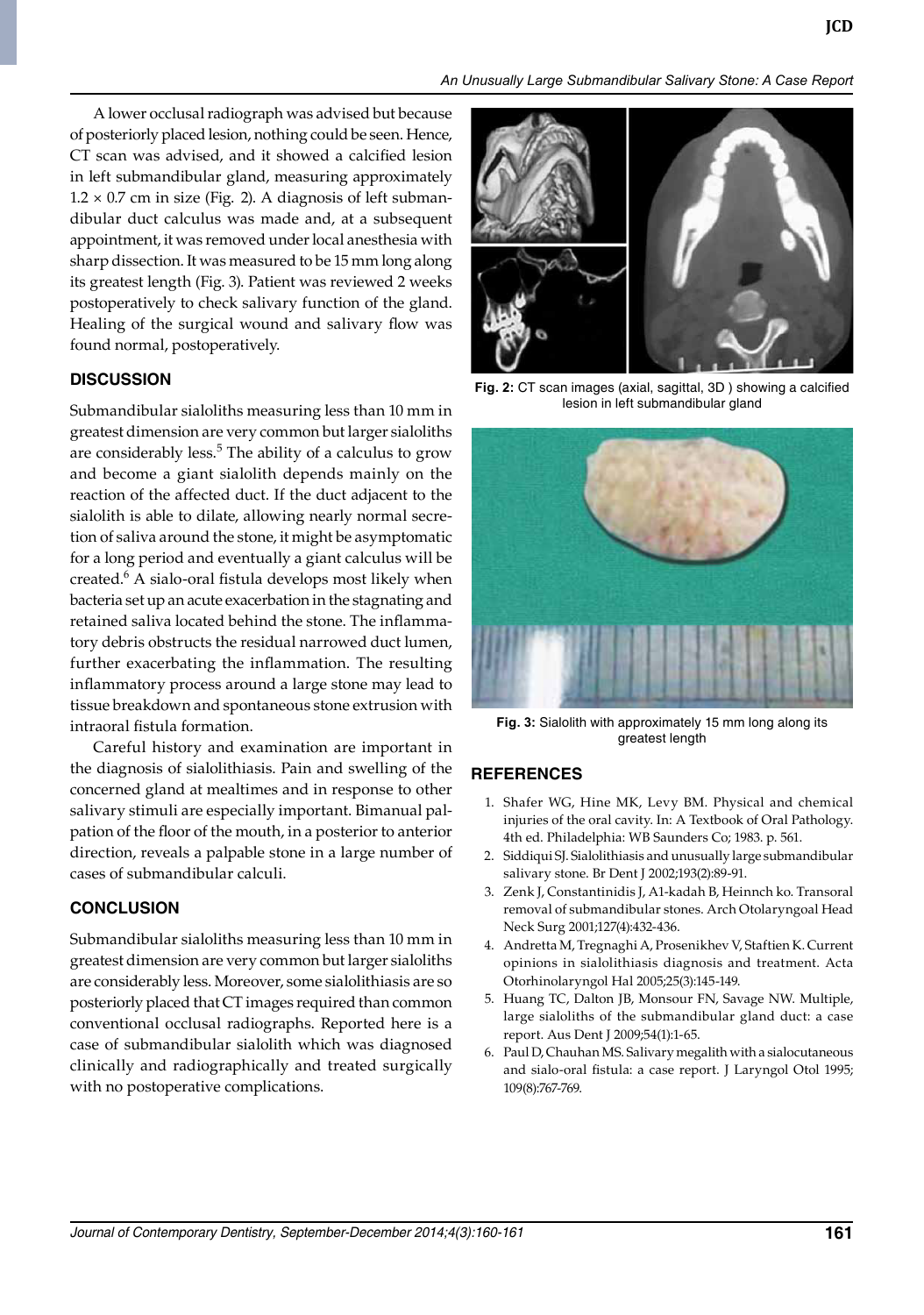A lower occlusal radiograph was advised but because of posteriorly placed lesion, nothing could be seen. Hence, CT scan was advised, and it showed a calcified lesion in left submandibular gland, measuring approximately $1.2 \times 0.7$ cm in size (Fig. 2). A diagnosis of left submandibular duct calculus was made and, at a subsequent appointment, it was removed under local anesthesia with sharp dissection. It was measured to be 15 mm long along its greatest length (Fig. 3). Patient was reviewed 2 weeks postoperatively to check salivary function of the gland. Healing of the surgical wound and salivary flow was found normal, postoperatively.

## DISCUSSION

Submandibular sialoliths measuring less than 10 mm in greatest dimension are very common but larger sialoliths are considerably less.[5] The ability of a calculus to grow and become a giant sialolith depends mainly on the reaction of the affected duct. If the duct adjacent to the sialolith is able to dilate, allowing nearly normal secretion of saliva around the stone, it might be asymptomatic for a long period and eventually a giant calculus will be created.[6] A sialo-oral fistula develops most likely when bacteria set up an acute exacerbation in the stagnating and retained saliva located behind the stone. The inflammatory debris obstructs the residual narrowed duct lumen, further exacerbating the inflammation. The resulting inflammatory process around a large stone may lead to tissue breakdown and spontaneous stone extrusion with intraoral fistula formation.

Careful history and examination are important in the diagnosis of sialolithiasis. Pain and swelling of the concerned gland at mealtimes and in response to other salivary stimuli are especially important. Bimanual palpation of the floor of the mouth, in a posterior to anterior direction, reveals a palpable stone in a large number of cases of submandibular calculi.

## CONCLUSION

Submandibular sialoliths measuring less than 10 mm in greatest dimension are very common but larger sialoliths are considerably less. Moreover, some sialolithiasis are so posteriorly placed that CT images required than common conventional occlusal radiographs. Reported here is a case of submandibular sialolith which was diagnosed clinically and radiographically and treated surgically with no postoperative complications.

**Fig. 2:** CT scan images (axial, sagittal, 3D ) showing a calcified lesion in left submandibular gland

**Fig. 3:** Sialolith with approximately 15 mm long along its greatest length

## REFERENCES

1. Shafer WG, Hine MK, Levy BM. Physical and chemical injuries of the oral cavity. In: A Textbook of Oral Pathology. 4th ed. Philadelphia: WB Saunders Co; 1983. p. 561.
2. Siddiqui SJ. Sialolithiasis and unusually large submandibular salivary stone. Br Dent J 2002;193(2):89-91.
3. Zenk J, Constantinidis J, A1-kadah B, Heinnch ko. Transoral removal of submandibular stones. Arch Otolaryngoal Head Neck Surg 2001;127(4):432-436.
4. Andretta M, Tregnaghi A, Prosenikhev V, Staftien K. Current opinions in sialolithiasis diagnosis and treatment. Acta Otorhinolaryngol Hal 2005;25(3):145-149.
5. Huang TC, Dalton JB, Monsour FN, Savage NW. Multiple, large sialoliths of the submandibular gland duct: a case report. Aus Dent J 2009;54(1):1-65.
6. Paul D, Chauhan MS. Salivary megalith with a sialocutaneous and sialo-oral fistula: a case report. J Laryngol Otol 1995; 109(8):767-769.